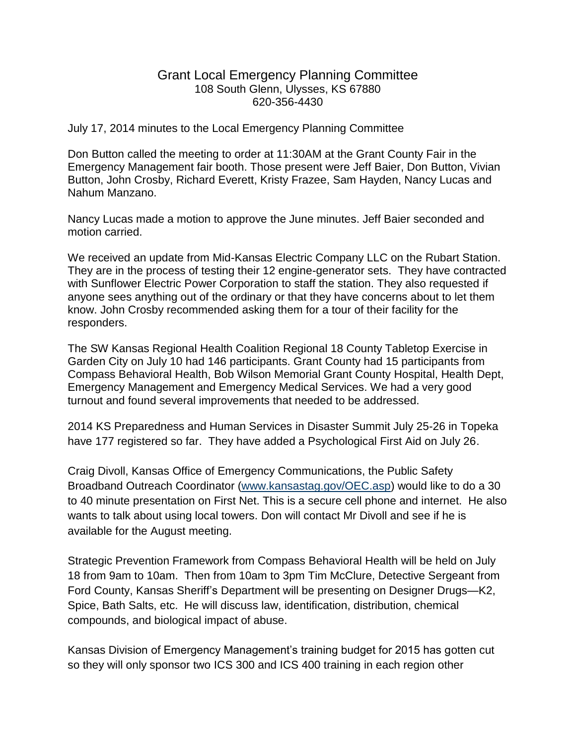# Grant Local Emergency Planning Committee

108 South Glenn, Ulysses, KS 67880
620-356-4430

July 17, 2014 minutes to the Local Emergency Planning Committee

Don Button called the meeting to order at 11:30AM at the Grant County Fair in the Emergency Management fair booth. Those present were Jeff Baier, Don Button, Vivian Button, John Crosby, Richard Everett, Kristy Frazee, Sam Hayden, Nancy Lucas and Nahum Manzano.

Nancy Lucas made a motion to approve the June minutes. Jeff Baier seconded and motion carried.

We received an update from Mid-Kansas Electric Company LLC on the Rubart Station. They are in the process of testing their 12 engine-generator sets. They have contracted with Sunflower Electric Power Corporation to staff the station. They also requested if anyone sees anything out of the ordinary or that they have concerns about to let them know. John Crosby recommended asking them for a tour of their facility for the responders.

The SW Kansas Regional Health Coalition Regional 18 County Tabletop Exercise in Garden City on July 10 had 146 participants. Grant County had 15 participants from Compass Behavioral Health, Bob Wilson Memorial Grant County Hospital, Health Dept, Emergency Management and Emergency Medical Services. We had a very good turnout and found several improvements that needed to be addressed.

2014 KS Preparedness and Human Services in Disaster Summit July 25-26 in Topeka have 177 registered so far. They have added a Psychological First Aid on July 26.

Craig Divoll, Kansas Office of Emergency Communications, the Public Safety Broadband Outreach Coordinator ([www.kansastag.gov/OEC.asp](www.kansastag.gov/OEC.asp)) would like to do a 30 to 40 minute presentation on First Net. This is a secure cell phone and internet. He also wants to talk about using local towers. Don will contact Mr Divoll and see if he is available for the August meeting.

Strategic Prevention Framework from Compass Behavioral Health will be held on July 18 from 9am to 10am. Then from 10am to 3pm Tim McClure, Detective Sergeant from Ford County, Kansas Sheriff's Department will be presenting on Designer Drugs—K2, Spice, Bath Salts, etc. He will discuss law, identification, distribution, chemical compounds, and biological impact of abuse.

Kansas Division of Emergency Management's training budget for 2015 has gotten cut so they will only sponsor two ICS 300 and ICS 400 training in each region other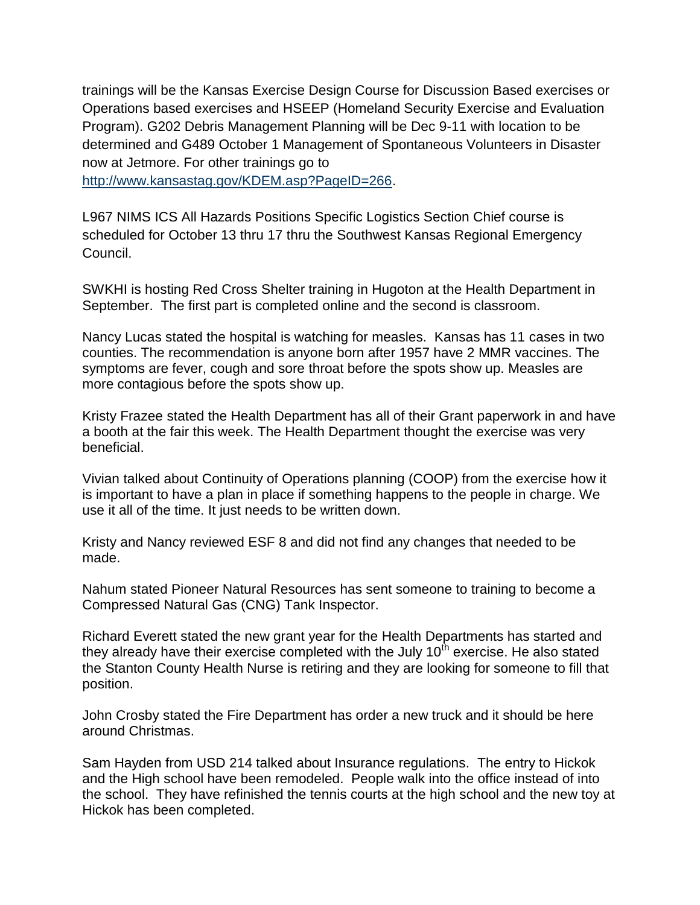trainings will be the Kansas Exercise Design Course for Discussion Based exercises or Operations based exercises and HSEEP (Homeland Security Exercise and Evaluation Program). G202 Debris Management Planning will be Dec 9-11 with location to be determined and G489 October 1 Management of Spontaneous Volunteers in Disaster now at Jetmore. For other trainings go to http://www.kansastag.gov/KDEM.asp?PageID=266.

L967 NIMS ICS All Hazards Positions Specific Logistics Section Chief course is scheduled for October 13 thru 17 thru the Southwest Kansas Regional Emergency Council.

SWKHI is hosting Red Cross Shelter training in Hugoton at the Health Department in September. The first part is completed online and the second is classroom.

Nancy Lucas stated the hospital is watching for measles. Kansas has 11 cases in two counties. The recommendation is anyone born after 1957 have 2 MMR vaccines. The symptoms are fever, cough and sore throat before the spots show up. Measles are more contagious before the spots show up.

Kristy Frazee stated the Health Department has all of their Grant paperwork in and have a booth at the fair this week. The Health Department thought the exercise was very beneficial.

Vivian talked about Continuity of Operations planning (COOP) from the exercise how it is important to have a plan in place if something happens to the people in charge. We use it all of the time. It just needs to be written down.

Kristy and Nancy reviewed ESF 8 and did not find any changes that needed to be made.

Nahum stated Pioneer Natural Resources has sent someone to training to become a Compressed Natural Gas (CNG) Tank Inspector.

Richard Everett stated the new grant year for the Health Departments has started and they already have their exercise completed with the July 10th exercise. He also stated the Stanton County Health Nurse is retiring and they are looking for someone to fill that position.

John Crosby stated the Fire Department has order a new truck and it should be here around Christmas.

Sam Hayden from USD 214 talked about Insurance regulations. The entry to Hickok and the High school have been remodeled. People walk into the office instead of into the school. They have refinished the tennis courts at the high school and the new toy at Hickok has been completed.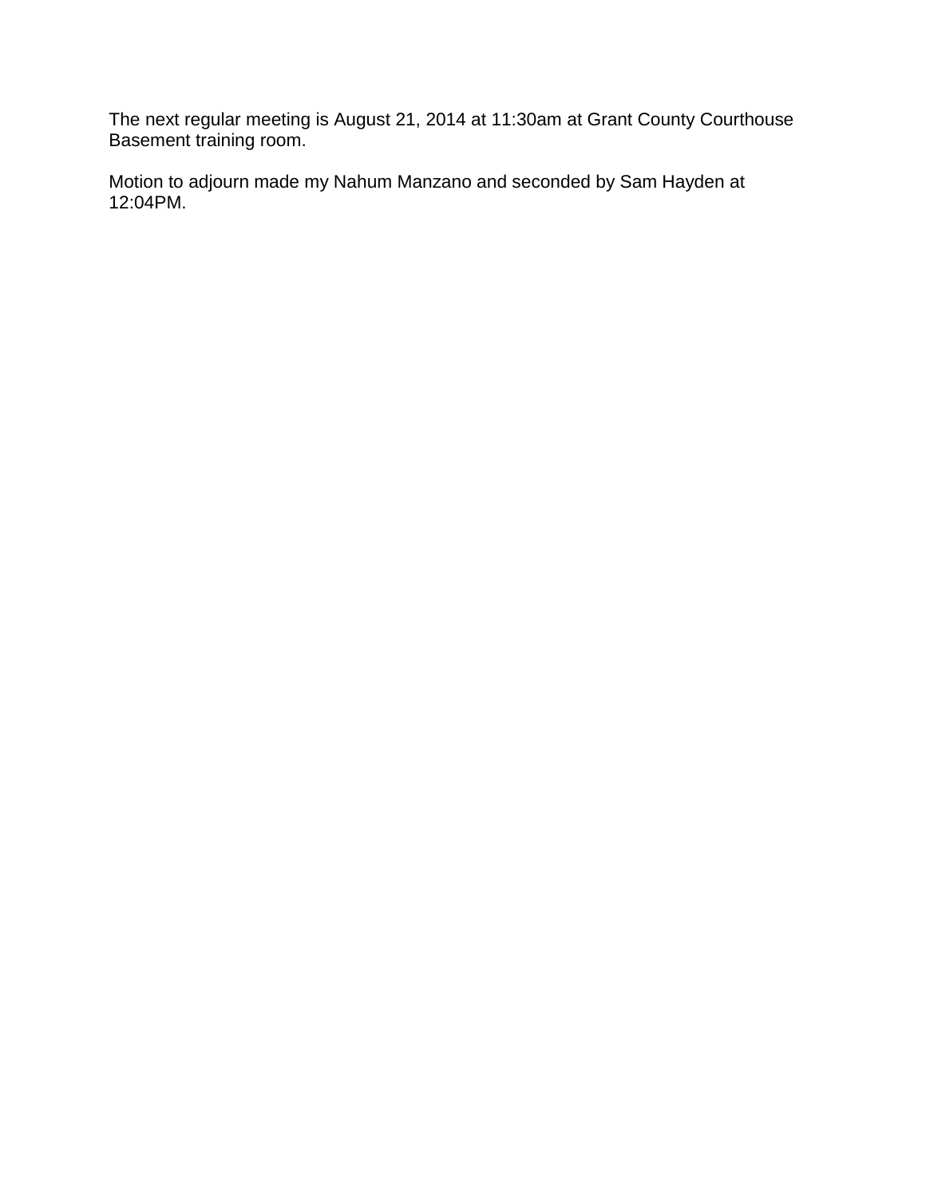The next regular meeting is August 21, 2014 at 11:30am at Grant County Courthouse Basement training room.

Motion to adjourn made my Nahum Manzano and seconded by Sam Hayden at 12:04PM.